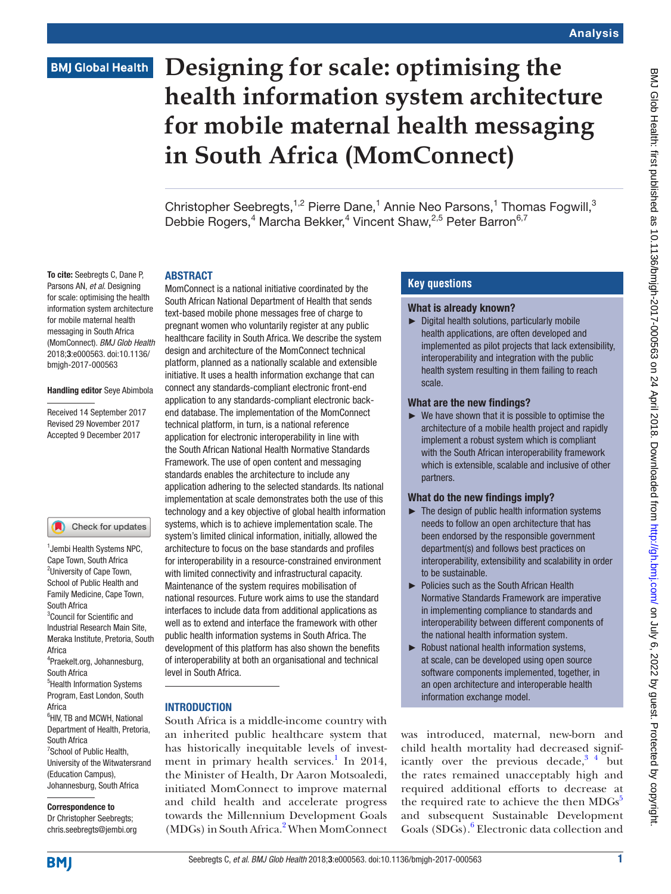# Designing for scale: optimising the health information system architecture for mobile maternal health messaging in South Africa (MomConnect)

Christopher Seebregts,[1,2] Pierre Dane,[1] Annie Neo Parsons,[1] Thomas Fogwill,[3] Debbie Rogers,[4] Marcha Bekker,[4] Vincent Shaw,[2,5] Peter Barron[6,7]

**To cite:** Seebregts C, Dane P, Parsons AN, *et al*. Designing for scale: optimising the health information system architecture for mobile maternal health messaging in South Africa (MomConnect). *BMJ Glob Health* 2018;**3**:e000563. doi:10.1136/bmjgh-2017-000563

**Handling editor** Seye Abimbola

Received 14 September 2017
Revised 29 November 2017
Accepted 9 December 2017

[1]Jembi Health Systems NPC, Cape Town, South Africa
[2]University of Cape Town, School of Public Health and Family Medicine, Cape Town, South Africa
[3]Council for Scientific and Industrial Research Main Site, Meraka Institute, Pretoria, South Africa
[4]Praekelt.org, Johannesburg, South Africa
[5]Health Information Systems Program, East London, South Africa
[6]HIV, TB and MCWH, National Department of Health, Pretoria, South Africa
[7]School of Public Health, University of the Witwatersrand (Education Campus), Johannesburg, South Africa

**Correspondence to**
Dr Christopher Seebregts; chris.seebregts@jembi.org

## ABSTRACT

MomConnect is a national initiative coordinated by the South African National Department of Health that sends text-based mobile phone messages free of charge to pregnant women who voluntarily register at any public healthcare facility in South Africa. We describe the system design and architecture of the MomConnect technical platform, planned as a nationally scalable and extensible initiative. It uses a health information exchange that can connect any standards-compliant electronic front-end application to any standards-compliant electronic back-end database. The implementation of the MomConnect technical platform, in turn, is a national reference application for electronic interoperability in line with the South African National Health Normative Standards Framework. The use of open content and messaging standards enables the architecture to include any application adhering to the selected standards. Its national implementation at scale demonstrates both the use of this technology and a key objective of global health information systems, which is to achieve implementation scale. The system's limited clinical information, initially, allowed the architecture to focus on the base standards and profiles for interoperability in a resource-constrained environment with limited connectivity and infrastructural capacity. Maintenance of the system requires mobilisation of national resources. Future work aims to use the standard interfaces to include data from additional applications as well as to extend and interface the framework with other public health information systems in South Africa. The development of this platform has also shown the benefits of interoperability at both an organisational and technical level in South Africa.

## Key questions

### What is already known?

- Digital health solutions, particularly mobile health applications, are often developed and implemented as pilot projects that lack extensibility, interoperability and integration with the public health system resulting in them failing to reach scale.

### What are the new findings?

- We have shown that it is possible to optimise the architecture of a mobile health project and rapidly implement a robust system which is compliant with the South African interoperability framework which is extensible, scalable and inclusive of other partners.

### What do the new findings imply?

- The design of public health information systems needs to follow an open architecture that has been endorsed by the responsible government department(s) and follows best practices on interoperability, extensibility and scalability in order to be sustainable.
- Policies such as the South African Health Normative Standards Framework are imperative in implementing compliance to standards and interoperability between different components of the national health information system.
- Robust national health information systems, at scale, can be developed using open source software components implemented, together, in an open architecture and interoperable health information exchange model.

## INTRODUCTION

South Africa is a middle-income country with an inherited public healthcare system that has historically inequitable levels of investment in primary health services.[1] In 2014, the Minister of Health, Dr Aaron Motsoaledi, initiated MomConnect to improve maternal and child health and accelerate progress towards the Millennium Development Goals (MDGs) in South Africa.[2] When MomConnect was introduced, maternal, new-born and child health mortality had decreased significantly over the previous decade,[3 4] but the rates remained unacceptably high and required additional efforts to decrease at the required rate to achieve the then MDGs[5] and subsequent Sustainable Development Goals (SDGs).[6] Electronic data collection and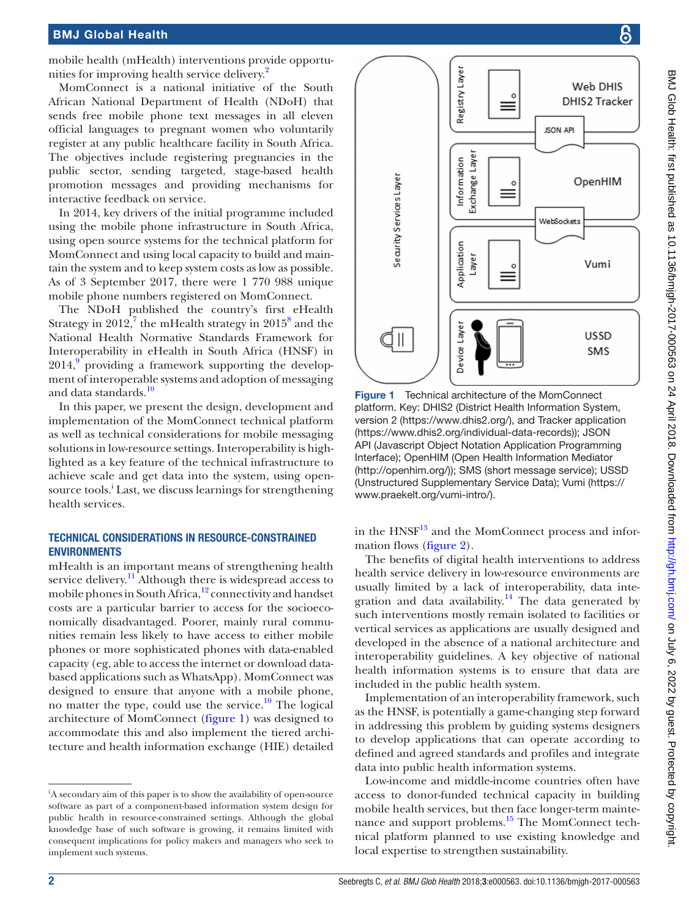mobile health (mHealth) interventions provide opportunities for improving health service delivery.[2]

MomConnect is a national initiative of the South African National Department of Health (NDoH) that sends free mobile phone text messages in all eleven official languages to pregnant women who voluntarily register at any public healthcare facility in South Africa. The objectives include registering pregnancies in the public sector, sending targeted, stage-based health promotion messages and providing mechanisms for interactive feedback on service.

In 2014, key drivers of the initial programme included using the mobile phone infrastructure in South Africa, using open source systems for the technical platform for MomConnect and using local capacity to build and maintain the system and to keep system costs as low as possible. As of 3 September 2017, there were 1 770 988 unique mobile phone numbers registered on MomConnect.

The NDoH published the country's first eHealth Strategy in 2012,[7] the mHealth strategy in 2015[8] and the National Health Normative Standards Framework for Interoperability in eHealth in South Africa (HNSF) in 2014,[9] providing a framework supporting the development of interoperable systems and adoption of messaging and data standards.[10]

In this paper, we present the design, development and implementation of the MomConnect technical platform as well as technical considerations for mobile messaging solutions in low-resource settings. Interoperability is highlighted as a key feature of the technical infrastructure to achieve scale and get data into the system, using open-source tools.[i] Last, we discuss learnings for strengthening health services.

## TECHNICAL CONSIDERATIONS IN RESOURCE-CONSTRAINED ENVIRONMENTS

mHealth is an important means of strengthening health service delivery.[11] Although there is widespread access to mobile phones in South Africa,[12] connectivity and handset costs are a particular barrier to access for the socioeconomically disadvantaged. Poorer, mainly rural communities remain less likely to have access to either mobile phones or more sophisticated phones with data-enabled capacity (eg, able to access the internet or download data-based applications such as WhatsApp). MomConnect was designed to ensure that anyone with a mobile phone, no matter the type, could use the service.[10] The logical architecture of MomConnect (figure 1) was designed to accommodate this and also implement the tiered architecture and health information exchange (HIE) detailed in the HNSF[13] and the MomConnect process and information flows (figure 2).

Figure 1 Technical architecture of the MomConnect platform. Key: DHIS2 (District Health Information System, version 2 (https://www.dhis2.org/), and Tracker application (https://www.dhis2.org/individual-data-records)); JSON API (Javascript Object Notation Application Programming Interface); OpenHIM (Open Health Information Mediator (http://openhim.org/)); SMS (short message service); USSD (Unstructured Supplementary Service Data); Vumi (https://www.praekelt.org/vumi-intro/).

The benefits of digital health interventions to address health service delivery in low-resource environments are usually limited by a lack of interoperability, data integration and data availability.[14] The data generated by such interventions mostly remain isolated to facilities or vertical services as applications are usually designed and developed in the absence of a national architecture and interoperability guidelines. A key objective of national health information systems is to ensure that data are included in the public health system.

Implementation of an interoperability framework, such as the HNSF, is potentially a game-changing step forward in addressing this problem by guiding systems designers to develop applications that can operate according to defined and agreed standards and profiles and integrate data into public health information systems.

Low-income and middle-income countries often have access to donor-funded technical capacity in building mobile health services, but then face longer-term maintenance and support problems.[15] The MomConnect technical platform planned to use existing knowledge and local expertise to strengthen sustainability.

[i] A secondary aim of this paper is to show the availability of open-source software as part of a component-based information system design for public health in resource-constrained settings. Although the global knowledge base of such software is growing, it remains limited with consequent implications for policy makers and managers who seek to implement such systems.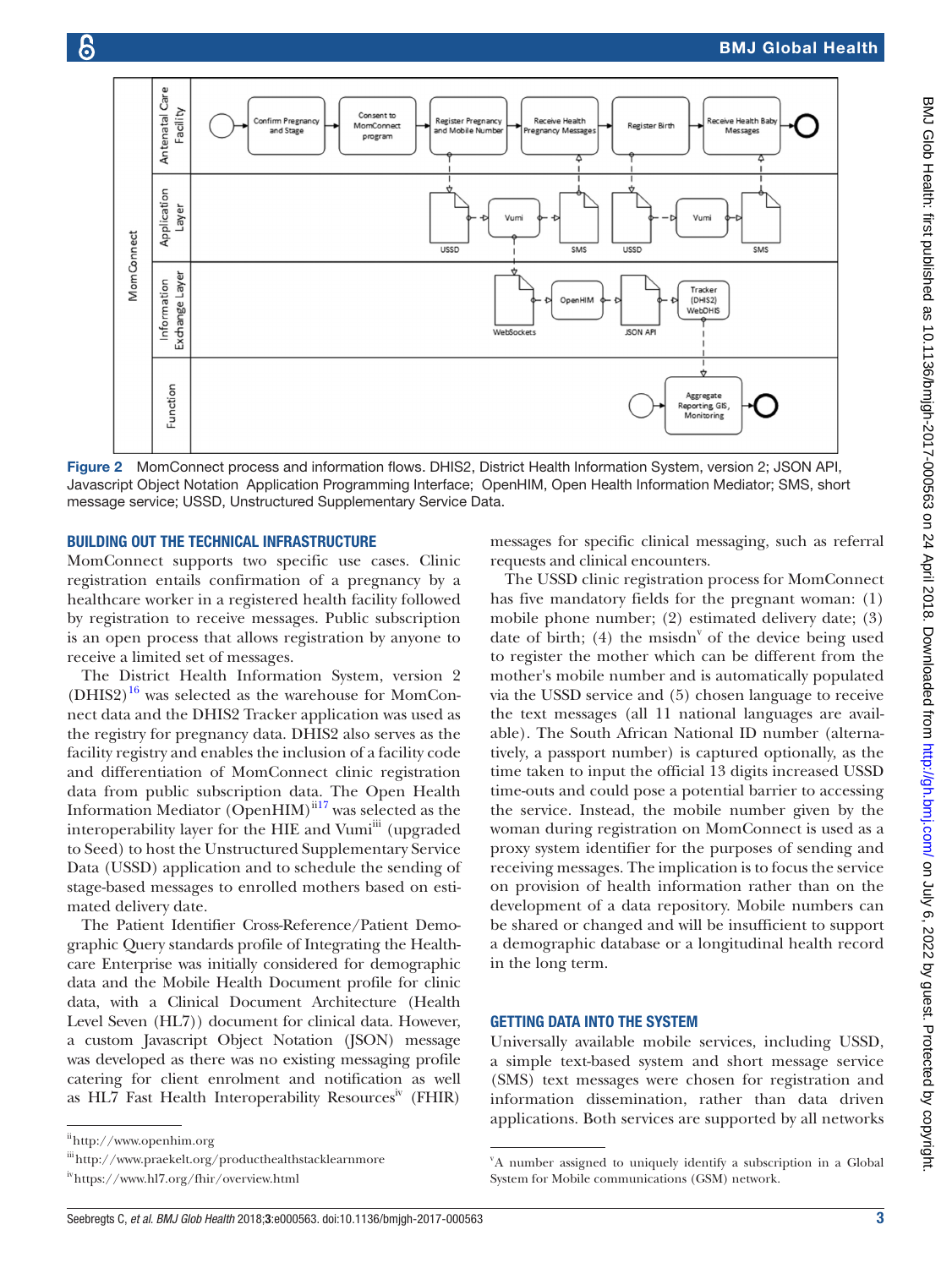Figure 2 MomConnect process and information flows. DHIS2, District Health Information System, version 2; JSON API, Javascript Object Notation Application Programming Interface; OpenHIM, Open Health Information Mediator; SMS, short message service; USSD, Unstructured Supplementary Service Data.

## BUILDING OUT THE TECHNICAL INFRASTRUCTURE

MomConnect supports two specific use cases. Clinic registration entails confirmation of a pregnancy by a healthcare worker in a registered health facility followed by registration to receive messages. Public subscription is an open process that allows registration by anyone to receive a limited set of messages.

The District Health Information System, version 2 (DHIS2)[16] was selected as the warehouse for MomConnect data and the DHIS2 Tracker application was used as the registry for pregnancy data. DHIS2 also serves as the facility registry and enables the inclusion of a facility code and differentiation of MomConnect clinic registration data from public subscription data. The Open Health Information Mediator (OpenHIM)[ii][17] was selected as the interoperability layer for the HIE and Vumi[iii] (upgraded to Seed) to host the Unstructured Supplementary Service Data (USSD) application and to schedule the sending of stage-based messages to enrolled mothers based on estimated delivery date.

The Patient Identifier Cross-Reference/Patient Demographic Query standards profile of Integrating the Healthcare Enterprise was initially considered for demographic data and the Mobile Health Document profile for clinic data, with a Clinical Document Architecture (Health Level Seven (HL7)) document for clinical data. However, a custom Javascript Object Notation (JSON) message was developed as there was no existing messaging profile catering for client enrolment and notification as well as HL7 Fast Health Interoperability Resources[iv] (FHIR) messages for specific clinical messaging, such as referral requests and clinical encounters.

The USSD clinic registration process for MomConnect has five mandatory fields for the pregnant woman: (1) mobile phone number; (2) estimated delivery date; (3) date of birth; (4) the msisdn[v] of the device being used to register the mother which can be different from the mother's mobile number and is automatically populated via the USSD service and (5) chosen language to receive the text messages (all 11 national languages are available). The South African National ID number (alternatively, a passport number) is captured optionally, as the time taken to input the official 13 digits increased USSD time-outs and could pose a potential barrier to accessing the service. Instead, the mobile number given by the woman during registration on MomConnect is used as a proxy system identifier for the purposes of sending and receiving messages. The implication is to focus the service on provision of health information rather than on the development of a data repository. Mobile numbers can be shared or changed and will be insufficient to support a demographic database or a longitudinal health record in the long term.

## GETTING DATA INTO THE SYSTEM

Universally available mobile services, including USSD, a simple text-based system and short message service (SMS) text messages were chosen for registration and information dissemination, rather than data driven applications. Both services are supported by all networks

[ii] http://www.openhim.org

[iii] http://www.praekelt.org/producthealthstacklearnmore

[iv] https://www.hl7.org/fhir/overview.html

[v] A number assigned to uniquely identify a subscription in a Global System for Mobile communications (GSM) network.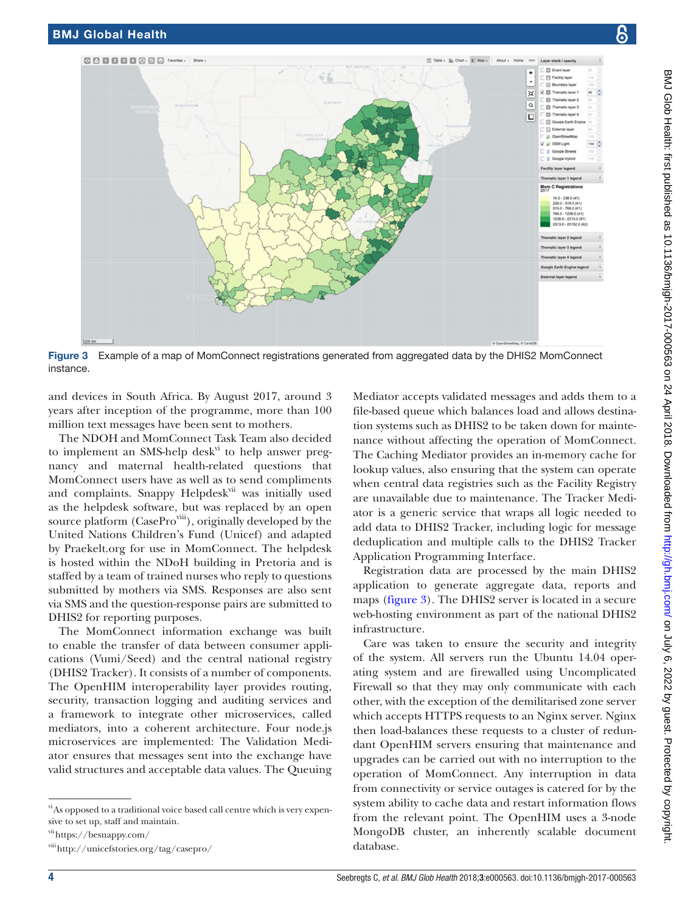Figure 3 Example of a map of MomConnect registrations generated from aggregated data by the DHIS2 MomConnect instance.

and devices in South Africa. By August 2017, around 3 years after inception of the programme, more than 100 million text messages have been sent to mothers.

The NDOH and MomConnect Task Team also decided to implement an SMS-help desk[vi] to help answer pregnancy and maternal health-related questions that MomConnect users have as well as to send compliments and complaints. Snappy Helpdesk[vii] was initially used as the helpdesk software, but was replaced by an open source platform (CasePro[viii]), originally developed by the United Nations Children's Fund (Unicef) and adapted by Praekelt.org for use in MomConnect. The helpdesk is hosted within the NDoH building in Pretoria and is staffed by a team of trained nurses who reply to questions submitted by mothers via SMS. Responses are also sent via SMS and the question-response pairs are submitted to DHIS2 for reporting purposes.

The MomConnect information exchange was built to enable the transfer of data between consumer applications (Vumi/Seed) and the central national registry (DHIS2 Tracker). It consists of a number of components. The OpenHIM interoperability layer provides routing, security, transaction logging and auditing services and a framework to integrate other microservices, called mediators, into a coherent architecture. Four node.js microservices are implemented: The Validation Mediator ensures that messages sent into the exchange have valid structures and acceptable data values. The Queuing Mediator accepts validated messages and adds them to a file-based queue which balances load and allows destination systems such as DHIS2 to be taken down for maintenance without affecting the operation of MomConnect. The Caching Mediator provides an in-memory cache for lookup values, also ensuring that the system can operate when central data registries such as the Facility Registry are unavailable due to maintenance. The Tracker Mediator is a generic service that wraps all logic needed to add data to DHIS2 Tracker, including logic for message deduplication and multiple calls to the DHIS2 Tracker Application Programming Interface.

Registration data are processed by the main DHIS2 application to generate aggregate data, reports and maps (figure 3). The DHIS2 server is located in a secure web-hosting environment as part of the national DHIS2 infrastructure.

Care was taken to ensure the security and integrity of the system. All servers run the Ubuntu 14.04 operating system and are firewalled using Uncomplicated Firewall so that they may only communicate with each other, with the exception of the demilitarised zone server which accepts HTTPS requests to an Nginx server. Nginx then load-balances these requests to a cluster of redundant OpenHIM servers ensuring that maintenance and upgrades can be carried out with no interruption to the operation of MomConnect. Any interruption in data from connectivity or service outages is catered for by the system ability to cache data and restart information flows from the relevant point. The OpenHIM uses a 3-node MongoDB cluster, an inherently scalable document database.

---

[vi] As opposed to a traditional voice based call centre which is very expensive to set up, staff and maintain.

[vii] https://besnappy.com/

[viii] http://unicefstories.org/tag/casepro/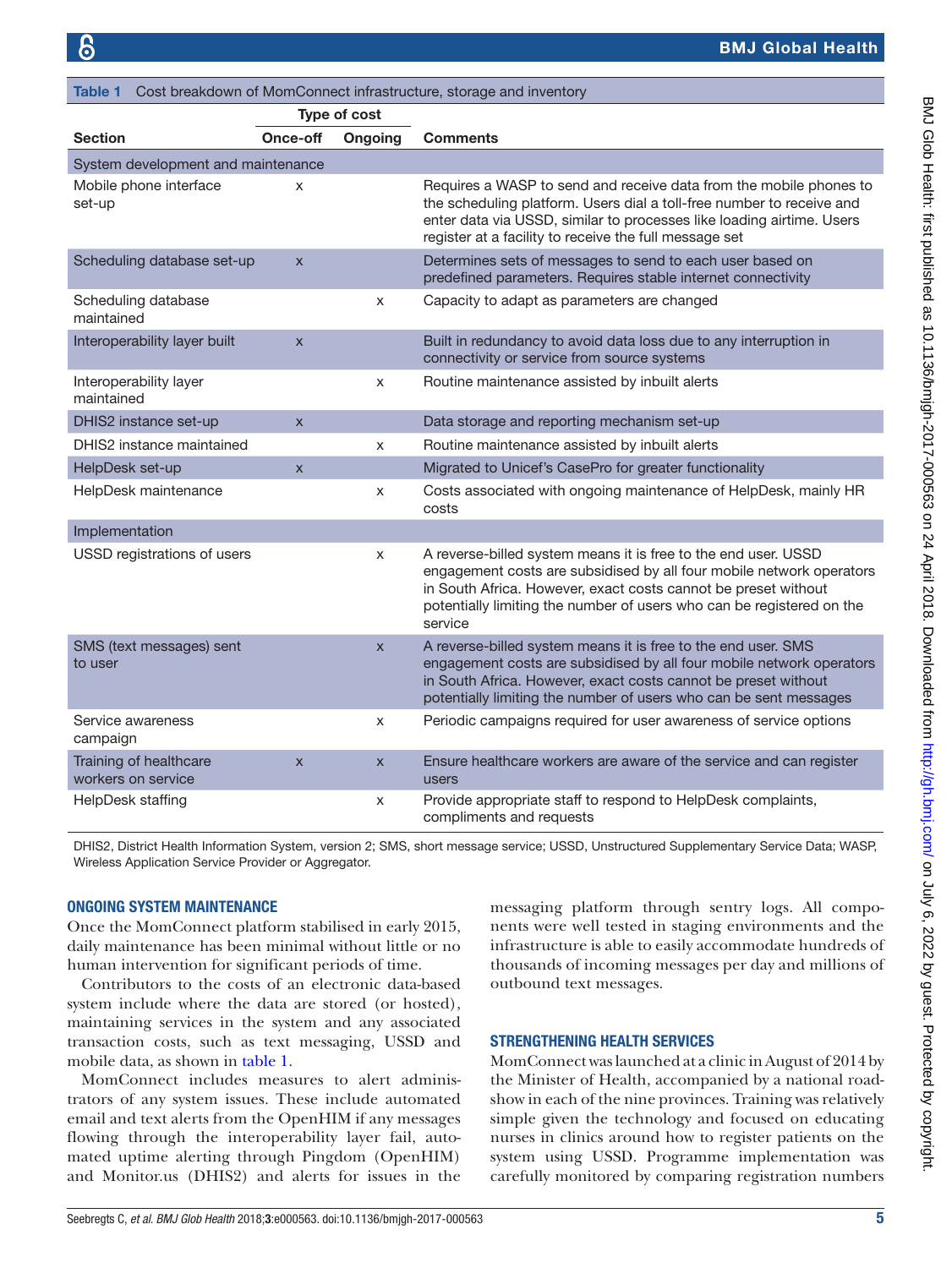**Table 1** Cost breakdown of MomConnect infrastructure, storage and inventory

| Section | Type of cost: Once-off | Type of cost: Ongoing | Comments |
|---|---|---|---|
| **System development and maintenance** | | | |
| Mobile phone interface set-up | x | | Requires a WASP to send and receive data from the mobile phones to the scheduling platform. Users dial a toll-free number to receive and enter data via USSD, similar to processes like loading airtime. Users register at a facility to receive the full message set |
| Scheduling database set-up | x | | Determines sets of messages to send to each user based on predefined parameters. Requires stable internet connectivity |
| Scheduling database maintained | | x | Capacity to adapt as parameters are changed |
| Interoperability layer built | x | | Built in redundancy to avoid data loss due to any interruption in connectivity or service from source systems |
| Interoperability layer maintained | | x | Routine maintenance assisted by inbuilt alerts |
| DHIS2 instance set-up | x | | Data storage and reporting mechanism set-up |
| DHIS2 instance maintained | | x | Routine maintenance assisted by inbuilt alerts |
| HelpDesk set-up | x | | Migrated to Unicef's CasePro for greater functionality |
| HelpDesk maintenance | | x | Costs associated with ongoing maintenance of HelpDesk, mainly HR costs |
| **Implementation** | | | |
| USSD registrations of users | | x | A reverse-billed system means it is free to the end user. USSD engagement costs are subsidised by all four mobile network operators in South Africa. However, exact costs cannot be preset without potentially limiting the number of users who can be registered on the service |
| SMS (text messages) sent to user | | x | A reverse-billed system means it is free to the end user. SMS engagement costs are subsidised by all four mobile network operators in South Africa. However, exact costs cannot be preset without potentially limiting the number of users who can be sent messages |
| Service awareness campaign | | x | Periodic campaigns required for user awareness of service options |
| Training of healthcare workers on service | x | x | Ensure healthcare workers are aware of the service and can register users |
| HelpDesk staffing | | x | Provide appropriate staff to respond to HelpDesk complaints, compliments and requests |

DHIS2, District Health Information System, version 2; SMS, short message service; USSD, Unstructured Supplementary Service Data; WASP, Wireless Application Service Provider or Aggregator.

## ONGOING SYSTEM MAINTENANCE

Once the MomConnect platform stabilised in early 2015, daily maintenance has been minimal without little or no human intervention for significant periods of time.

Contributors to the costs of an electronic data-based system include where the data are stored (or hosted), maintaining services in the system and any associated transaction costs, such as text messaging, USSD and mobile data, as shown in table 1.

MomConnect includes measures to alert administrators of any system issues. These include automated email and text alerts from the OpenHIM if any messages flowing through the interoperability layer fail, automated uptime alerting through Pingdom (OpenHIM) and Monitor.us (DHIS2) and alerts for issues in the messaging platform through sentry logs. All components were well tested in staging environments and the infrastructure is able to easily accommodate hundreds of thousands of incoming messages per day and millions of outbound text messages.

## STRENGTHENING HEALTH SERVICES

MomConnect was launched at a clinic in August of 2014 by the Minister of Health, accompanied by a national roadshow in each of the nine provinces. Training was relatively simple given the technology and focused on educating nurses in clinics around how to register patients on the system using USSD. Programme implementation was carefully monitored by comparing registration numbers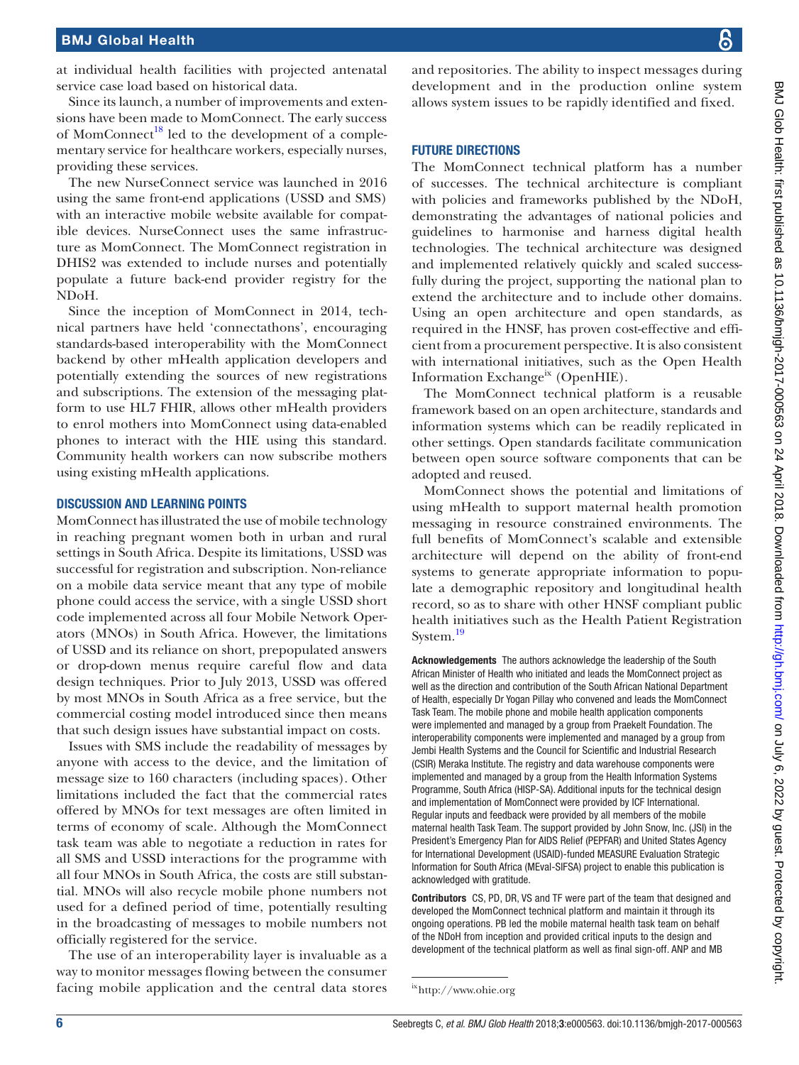at individual health facilities with projected antenatal service case load based on historical data.

Since its launch, a number of improvements and extensions have been made to MomConnect. The early success of MomConnect[18] led to the development of a complementary service for healthcare workers, especially nurses, providing these services.

The new NurseConnect service was launched in 2016 using the same front-end applications (USSD and SMS) with an interactive mobile website available for compatible devices. NurseConnect uses the same infrastructure as MomConnect. The MomConnect registration in DHIS2 was extended to include nurses and potentially populate a future back-end provider registry for the NDoH.

Since the inception of MomConnect in 2014, technical partners have held 'connectathons', encouraging standards-based interoperability with the MomConnect backend by other mHealth application developers and potentially extending the sources of new registrations and subscriptions. The extension of the messaging platform to use HL7 FHIR, allows other mHealth providers to enrol mothers into MomConnect using data-enabled phones to interact with the HIE using this standard. Community health workers can now subscribe mothers using existing mHealth applications.

## DISCUSSION AND LEARNING POINTS

MomConnect has illustrated the use of mobile technology in reaching pregnant women both in urban and rural settings in South Africa. Despite its limitations, USSD was successful for registration and subscription. Non-reliance on a mobile data service meant that any type of mobile phone could access the service, with a single USSD short code implemented across all four Mobile Network Operators (MNOs) in South Africa. However, the limitations of USSD and its reliance on short, prepopulated answers or drop-down menus require careful flow and data design techniques. Prior to July 2013, USSD was offered by most MNOs in South Africa as a free service, but the commercial costing model introduced since then means that such design issues have substantial impact on costs.

Issues with SMS include the readability of messages by anyone with access to the device, and the limitation of message size to 160 characters (including spaces). Other limitations included the fact that the commercial rates offered by MNOs for text messages are often limited in terms of economy of scale. Although the MomConnect task team was able to negotiate a reduction in rates for all SMS and USSD interactions for the programme with all four MNOs in South Africa, the costs are still substantial. MNOs will also recycle mobile phone numbers not used for a defined period of time, potentially resulting in the broadcasting of messages to mobile numbers not officially registered for the service.

The use of an interoperability layer is invaluable as a way to monitor messages flowing between the consumer facing mobile application and the central data stores and repositories. The ability to inspect messages during development and in the production online system allows system issues to be rapidly identified and fixed.

## FUTURE DIRECTIONS

The MomConnect technical platform has a number of successes. The technical architecture is compliant with policies and frameworks published by the NDoH, demonstrating the advantages of national policies and guidelines to harmonise and harness digital health technologies. The technical architecture was designed and implemented relatively quickly and scaled successfully during the project, supporting the national plan to extend the architecture and to include other domains. Using an open architecture and open standards, as required in the HNSF, has proven cost-effective and efficient from a procurement perspective. It is also consistent with international initiatives, such as the Open Health Information Exchange[ix] (OpenHIE).

The MomConnect technical platform is a reusable framework based on an open architecture, standards and information systems which can be readily replicated in other settings. Open standards facilitate communication between open source software components that can be adopted and reused.

MomConnect shows the potential and limitations of using mHealth to support maternal health promotion messaging in resource constrained environments. The full benefits of MomConnect's scalable and extensible architecture will depend on the ability of front-end systems to generate appropriate information to populate a demographic repository and longitudinal health record, so as to share with other HNSF compliant public health initiatives such as the Health Patient Registration System.[19]

**Acknowledgements** The authors acknowledge the leadership of the South African Minister of Health who initiated and leads the MomConnect project as well as the direction and contribution of the South African National Department of Health, especially Dr Yogan Pillay who convened and leads the MomConnect Task Team. The mobile phone and mobile health application components were implemented and managed by a group from Praekelt Foundation. The interoperability components were implemented and managed by a group from Jembi Health Systems and the Council for Scientific and Industrial Research (CSIR) Meraka Institute. The registry and data warehouse components were implemented and managed by a group from the Health Information Systems Programme, South Africa (HISP-SA). Additional inputs for the technical design and implementation of MomConnect were provided by ICF International. Regular inputs and feedback were provided by all members of the mobile maternal health Task Team. The support provided by John Snow, Inc. (JSI) in the President's Emergency Plan for AIDS Relief (PEPFAR) and United States Agency for International Development (USAID)-funded MEASURE Evaluation Strategic Information for South Africa (MEval-SIFSA) project to enable this publication is acknowledged with gratitude.

**Contributors** CS, PD, DR, VS and TF were part of the team that designed and developed the MomConnect technical platform and maintain it through its ongoing operations. PB led the mobile maternal health task team on behalf of the NDoH from inception and provided critical inputs to the design and development of the technical platform as well as final sign-off. ANP and MB

[ix] http://www.ohie.org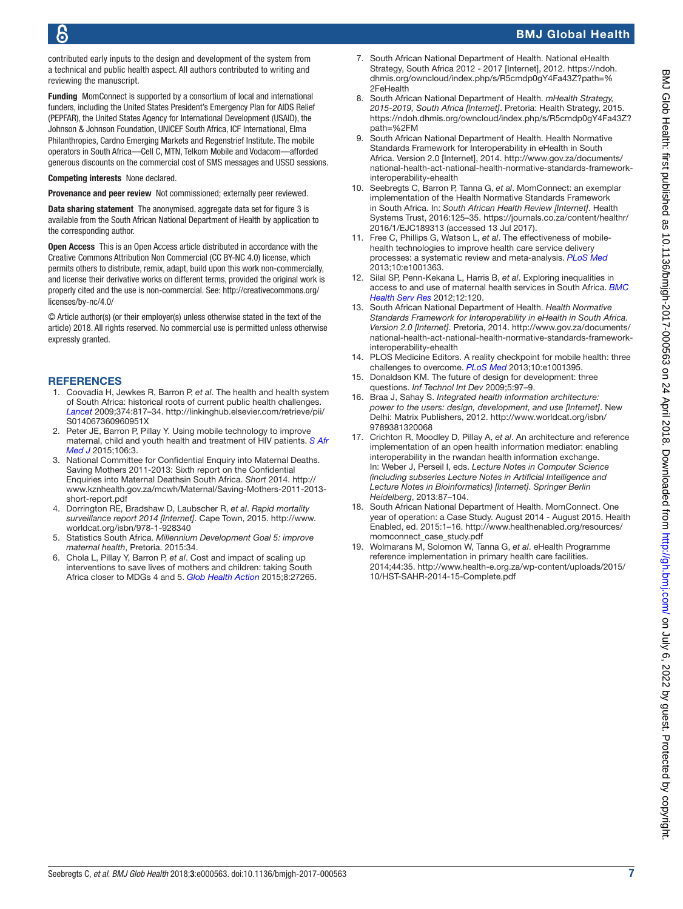contributed early inputs to the design and development of the system from a technical and public health aspect. All authors contributed to writing and reviewing the manuscript.

**Funding** MomConnect is supported by a consortium of local and international funders, including the United States President's Emergency Plan for AIDS Relief (PEPFAR), the United States Agency for International Development (USAID), the Johnson & Johnson Foundation, UNICEF South Africa, ICF International, Elma Philanthropies, Cardno Emerging Markets and Regenstrief Institute. The mobile operators in South Africa—Cell C, MTN, Telkom Mobile and Vodacom—afforded generous discounts on the commercial cost of SMS messages and USSD sessions.

**Competing interests** None declared.

**Provenance and peer review** Not commissioned; externally peer reviewed.

**Data sharing statement** The anonymised, aggregate data set for figure 3 is available from the South African National Department of Health by application to the corresponding author.

**Open Access** This is an Open Access article distributed in accordance with the Creative Commons Attribution Non Commercial (CC BY-NC 4.0) license, which permits others to distribute, remix, adapt, build upon this work non-commercially, and license their derivative works on different terms, provided the original work is properly cited and the use is non-commercial. See: http://creativecommons.org/licenses/by-nc/4.0/

© Article author(s) (or their employer(s) unless otherwise stated in the text of the article) 2018. All rights reserved. No commercial use is permitted unless otherwise expressly granted.

## REFERENCES

1. Coovadia H, Jewkes R, Barron P, *et al*. The health and health system of South Africa: historical roots of current public health challenges. *Lancet* 2009;374:817–34. http://linkinghub.elsevier.com/retrieve/pii/S014067360960951X
2. Peter JE, Barron P, Pillay Y. Using mobile technology to improve maternal, child and youth health and treatment of HIV patients. *S Afr Med J* 2015;106:3.
3. National Committee for Confidential Enquiry into Maternal Deaths. Saving Mothers 2011-2013: Sixth report on the Confidential Enquiries into Maternal Deathsin South Africa. *Short* 2014. http://www.kznhealth.gov.za/mcwh/Maternal/Saving-Mothers-2011-2013-short-report.pdf
4. Dorrington RE, Bradshaw D, Laubscher R, *et al*. *Rapid mortality surveillance report 2014 [Internet]*. Cape Town, 2015. http://www.worldcat.org/isbn/978-1-928340
5. Statistics South Africa. *Millennium Development Goal 5: improve maternal health*, Pretoria. 2015:34.
6. Chola L, Pillay Y, Barron P, *et al*. Cost and impact of scaling up interventions to save lives of mothers and children: taking South Africa closer to MDGs 4 and 5. *Glob Health Action* 2015;8:27265.
7. South African National Department of Health. National eHealth Strategy, South Africa 2012 - 2017 [Internet], 2012. https://ndoh.dhmis.org/owncloud/index.php/s/R5cmdp0gY4Fa43Z?path=%2FeHealth
8. South African National Department of Health. *mHealth Strategy, 2015-2019, South Africa [Internet]*. Pretoria: Health Strategy, 2015. https://ndoh.dhmis.org/owncloud/index.php/s/R5cmdp0gY4Fa43Z?path=%2FM
9. South African National Department of Health. Health Normative Standards Framework for Interoperability in eHealth in South Africa. Version 2.0 [Internet], 2014. http://www.gov.za/documents/national-health-act-national-health-normative-standards-framework-interoperability-ehealth
10. Seebregts C, Barron P, Tanna G, *et al*. MomConnect: an exemplar implementation of the Health Normative Standards Framework in South Africa. In: *South African Health Review [Internet]*. Health Systems Trust, 2016:125–35. https://journals.co.za/content/healthr/2016/1/EJC189313 (accessed 13 Jul 2017).
11. Free C, Phillips G, Watson L, *et al*. The effectiveness of mobile-health technologies to improve health care service delivery processes: a systematic review and meta-analysis. *PLoS Med* 2013;10:e1001363.
12. Silal SP, Penn-Kekana L, Harris B, *et al*. Exploring inequalities in access to and use of maternal health services in South Africa. *BMC Health Serv Res* 2012;12:120.
13. South African National Department of Health. *Health Normative Standards Framework for Interoperability in eHealth in South Africa. Version 2.0 [Internet]*. Pretoria, 2014. http://www.gov.za/documents/national-health-act-national-health-normative-standards-framework-interoperability-ehealth
14. PLOS Medicine Editors. A reality checkpoint for mobile health: three challenges to overcome. *PLoS Med* 2013;10:e1001395.
15. Donaldson KM. The future of design for development: three questions. *Inf Technol Int Dev* 2009;5:97–9.
16. Braa J, Sahay S. *Integrated health information architecture: power to the users: design, development, and use [Internet]*. New Delhi: Matrix Publishers, 2012. http://www.worldcat.org/isbn/9789381320068
17. Crichton R, Moodley D, Pillay A, *et al*. An architecture and reference implementation of an open health information mediator: enabling interoperability in the rwandan health information exchange. In: Weber J, Perseil I, eds. *Lecture Notes in Computer Science (including subseries Lecture Notes in Artificial Intelligence and Lecture Notes in Bioinformatics) [Internet]. Springer Berlin Heidelberg*, 2013:87–104.
18. South African National Department of Health. MomConnect. One year of operation: a Case Study. August 2014 - August 2015. Health Enabled, ed. 2015:1–16. http://www.healthenabled.org/resources/momconnect_case_study.pdf
19. Wolmarans M, Solomon W, Tanna G, *et al*. eHealth Programme reference implementation in primary health care facilities. 2014;44:35. http://www.health-e.org.za/wp-content/uploads/2015/10/HST-SAHR-2014-15-Complete.pdf